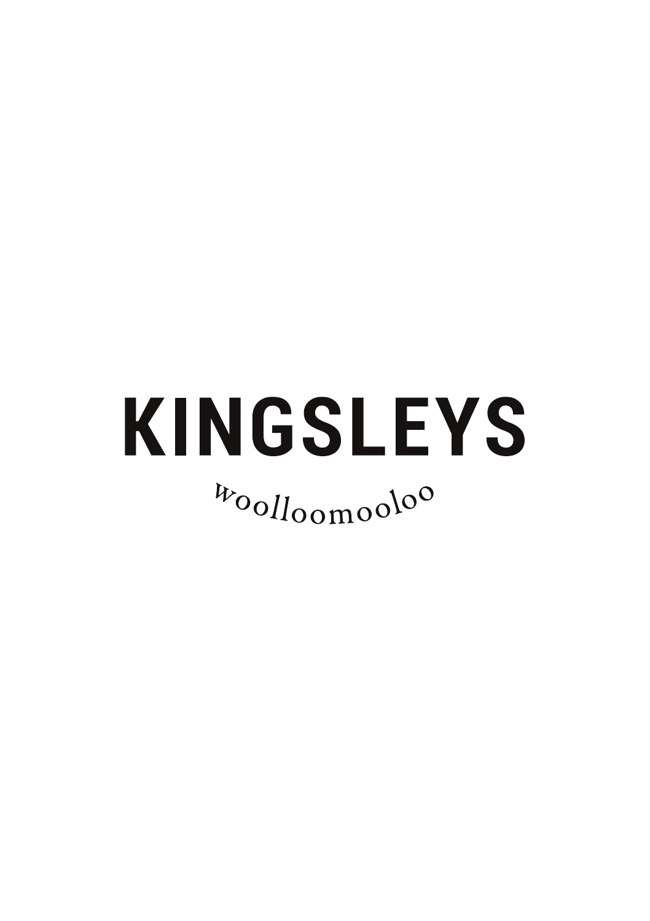# KINGSLEYS

woolloomooloo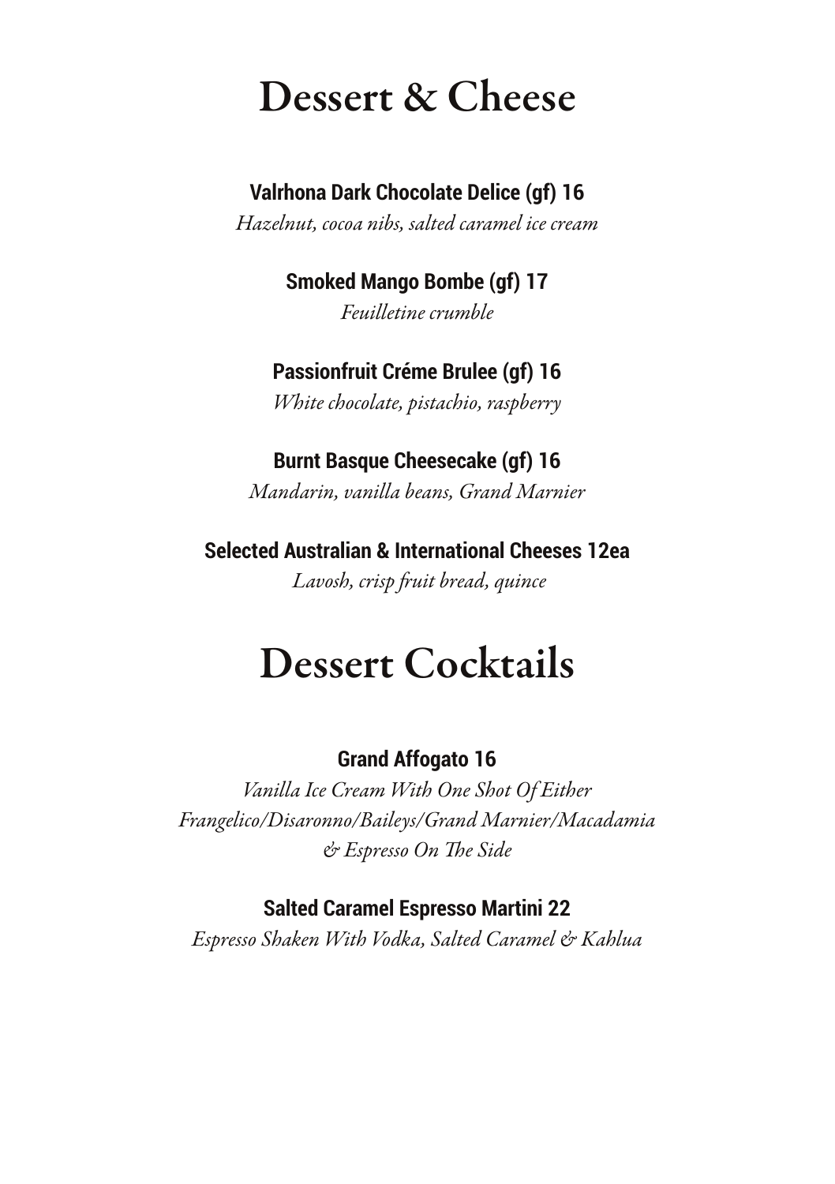# Dessert & Cheese

**Valrhona Dark Chocolate Delice (gf) 16**

*Hazelnut, cocoa nibs, salted caramel ice cream*

**Smoked Mango Bombe (gf) 17**

*Feuilletine crumble*

**Passionfruit Créme Brulee (gf) 16**

*White chocolate, pistachio, raspberry*

**Burnt Basque Cheesecake (gf) 16**

*Mandarin, vanilla beans, Grand Marnier*

**Selected Australian & International Cheeses 12ea**

*Lavosh, crisp fruit bread, quince*

# Dessert Cocktails

**Grand Affogato 16**

*Vanilla Ice Cream With One Shot Of Either Frangelico/Disaronno/Baileys/Grand Marnier/Macadamia & Espresso On The Side*

**Salted Caramel Espresso Martini 22**

*Espresso Shaken With Vodka, Salted Caramel & Kahlua*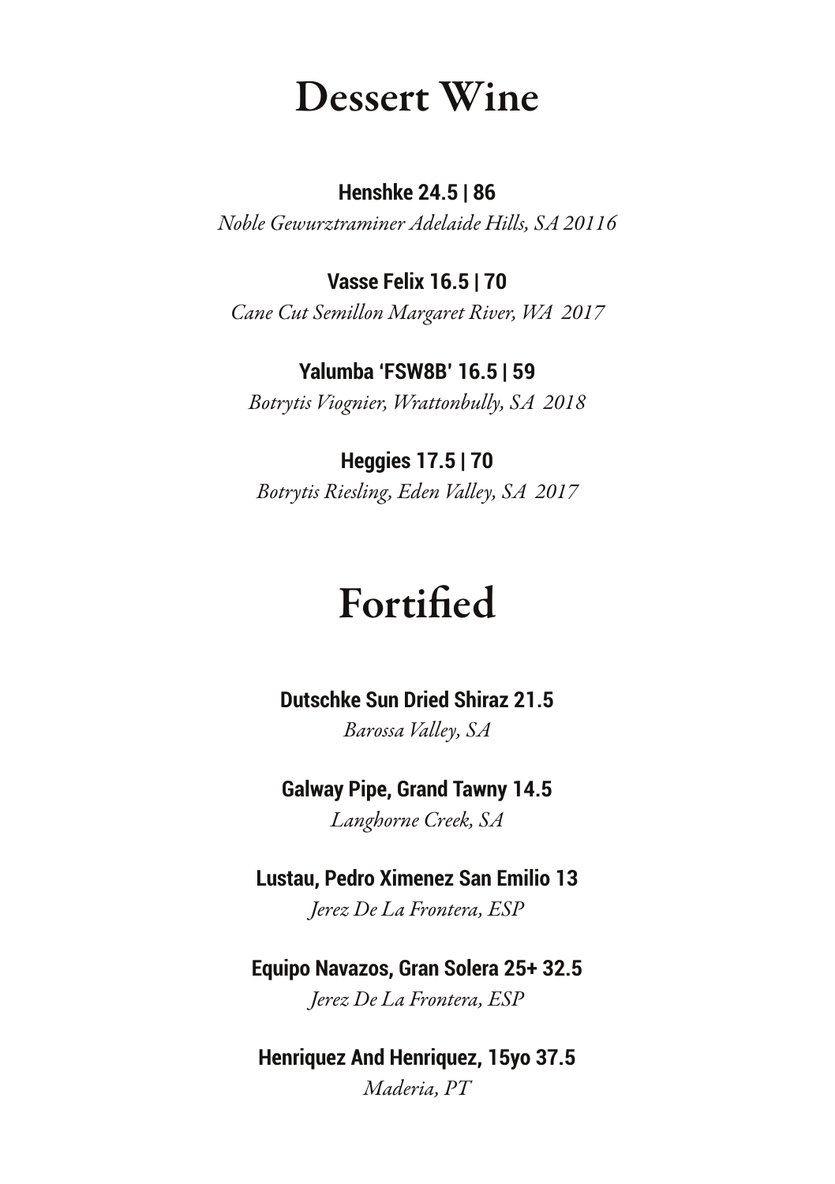# Dessert Wine

**Henshke 24.5 | 86**
*Noble Gewurztraminer Adelaide Hills, SA 20116*

**Vasse Felix 16.5 | 70**
*Cane Cut Semillon Margaret River, WA 2017*

**Yalumba 'FSW8B' 16.5 | 59**
*Botrytis Viognier, Wrattonbully, SA 2018*

**Heggies 17.5 | 70**
*Botrytis Riesling, Eden Valley, SA 2017*

# Fortified

**Dutschke Sun Dried Shiraz 21.5**
*Barossa Valley, SA*

**Galway Pipe, Grand Tawny 14.5**
*Langhorne Creek, SA*

**Lustau, Pedro Ximenez San Emilio 13**
*Jerez De La Frontera, ESP*

**Equipo Navazos, Gran Solera 25+ 32.5**
*Jerez De La Frontera, ESP*

**Henriquez And Henriquez, 15yo 37.5**
*Maderia, PT*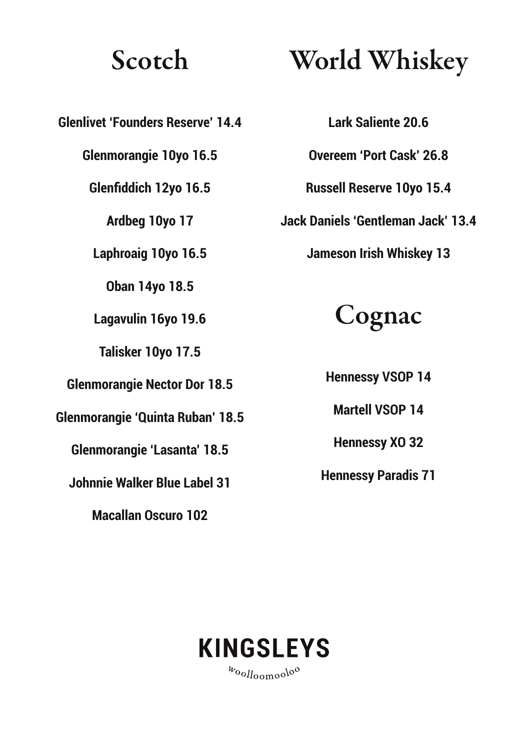# Scotch

**Glenlivet 'Founders Reserve' 14.4**

**Glenmorangie 10yo 16.5**

**Glenfiddich 12yo 16.5**

**Ardbeg 10yo 17**

**Laphroaig 10yo 16.5**

**Oban 14yo 18.5**

**Lagavulin 16yo 19.6**

**Talisker 10yo 17.5**

**Glenmorangie Nector Dor 18.5**

**Glenmorangie 'Quinta Ruban' 18.5**

**Glenmorangie 'Lasanta' 18.5**

**Johnnie Walker Blue Label 31**

**Macallan Oscuro 102**

# World Whiskey

**Lark Saliente 20.6**

**Overeem 'Port Cask' 26.8**

**Russell Reserve 10yo 15.4**

**Jack Daniels 'Gentleman Jack' 13.4**

**Jameson Irish Whiskey 13**

# Cognac

**Hennessy VSOP 14**

**Martell VSOP 14**

**Hennessy XO 32**

**Hennessy Paradis 71**

**KINGSLEYS**

woolloomooloo